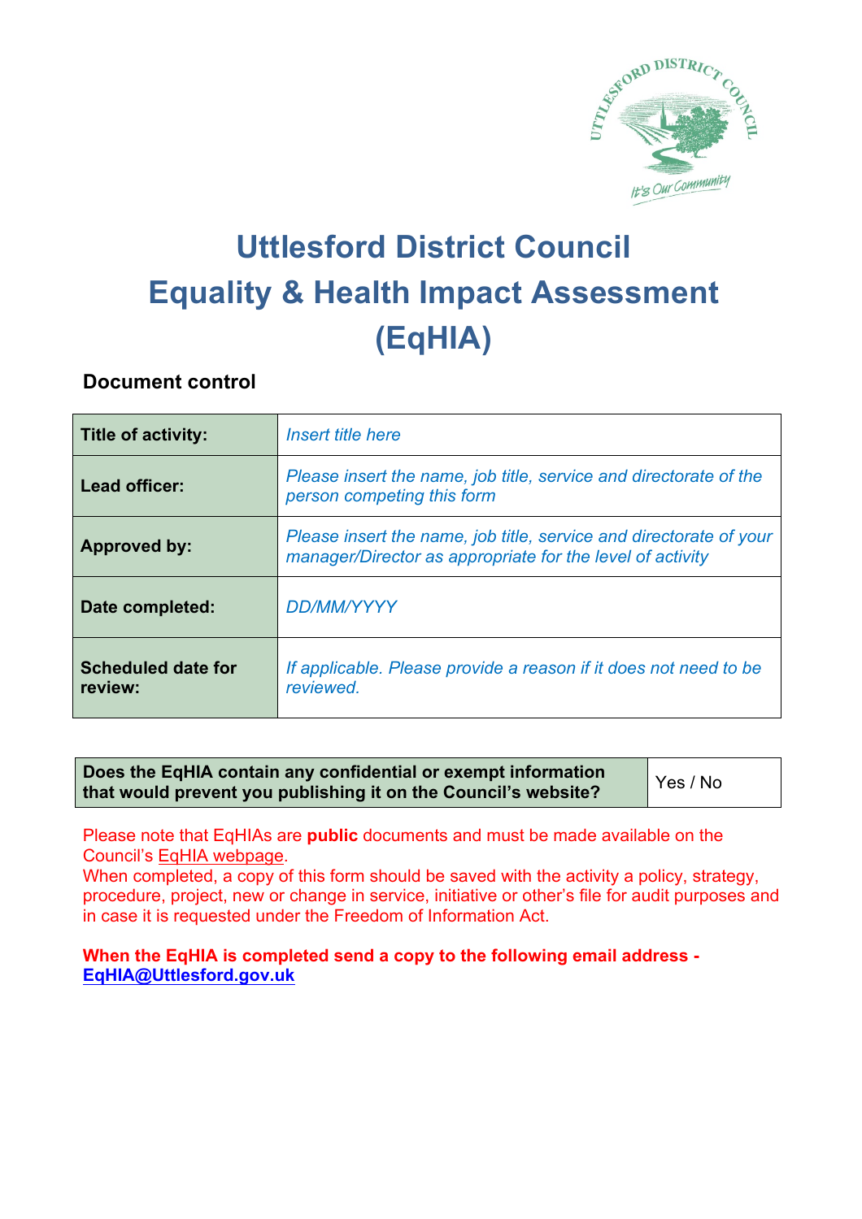# Uttlesford District Council
# Equality & Health Impact Assessment (EqHIA)

## Document control

| | |
|---|---|
| **Title of activity:** | *Insert title here* |
| **Lead officer:** | *Please insert the name, job title, service and directorate of the person competing this form* |
| **Approved by:** | *Please insert the name, job title, service and directorate of your manager/Director as appropriate for the level of activity* |
| **Date completed:** | *DD/MM/YYYY* |
| **Scheduled date for review:** | *If applicable. Please provide a reason if it does not need to be reviewed.* |

| | |
|---|---|
| **Does the EqHIA contain any confidential or exempt information that would prevent you publishing it on the Council's website?** | Yes / No |

Please note that EqHIAs are **public** documents and must be made available on the Council's EqHIA webpage.
When completed, a copy of this form should be saved with the activity a policy, strategy, procedure, project, new or change in service, initiative or other's file for audit purposes and in case it is requested under the Freedom of Information Act.

**When the EqHIA is completed send a copy to the following email address - EqHIA@Uttlesford.gov.uk**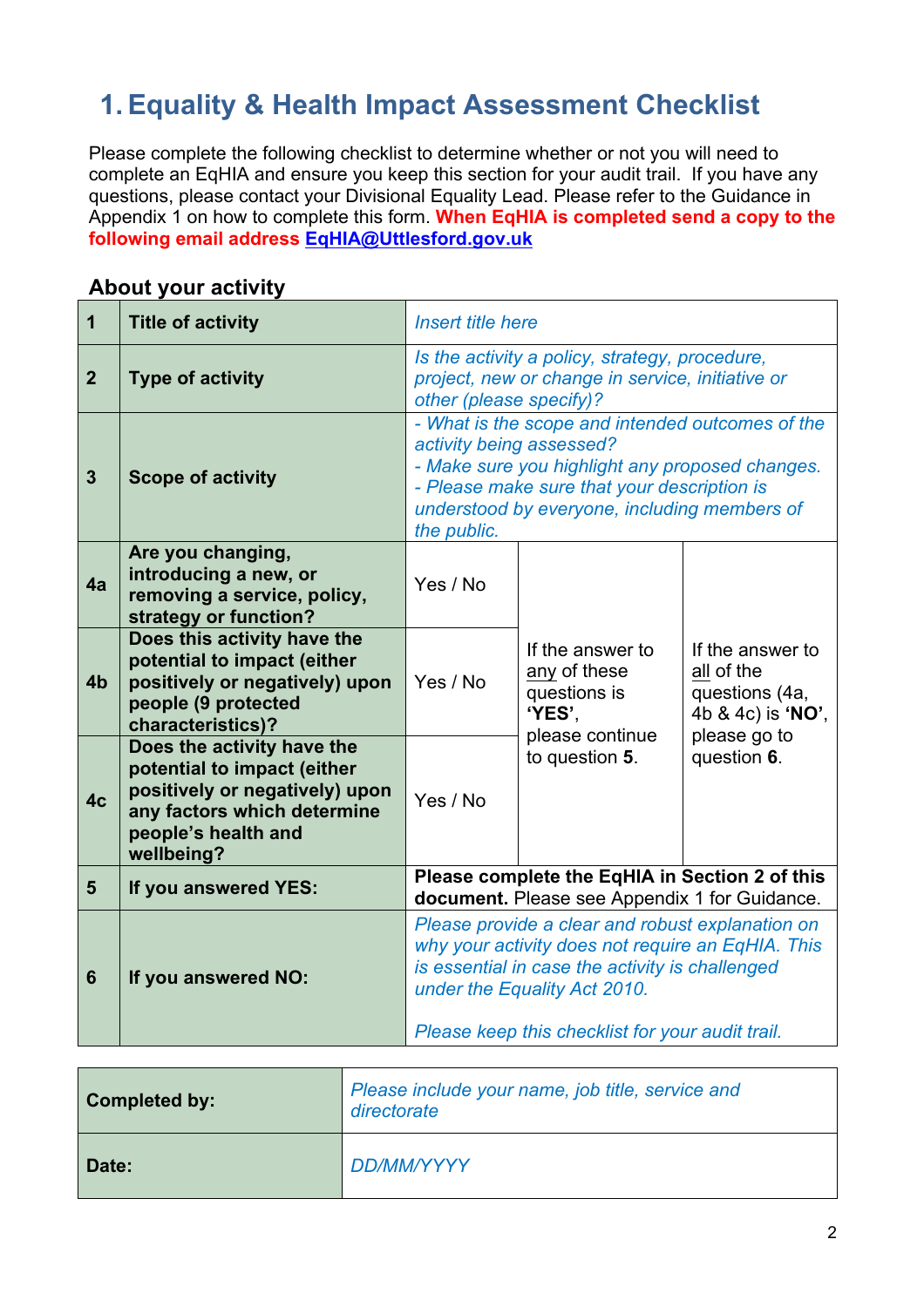# 1. Equality & Health Impact Assessment Checklist

Please complete the following checklist to determine whether or not you will need to complete an EqHIA and ensure you keep this section for your audit trail. If you have any questions, please contact your Divisional Equality Lead. Please refer to the Guidance in Appendix 1 on how to complete this form. **When EqHIA is completed send a copy to the following email address EqHIA@Uttlesford.gov.uk**

## About your activity

| | | | | |
|---|---|---|---|---|
| 1 | **Title of activity** | *Insert title here* | | |
| 2 | **Type of activity** | *Is the activity a policy, strategy, procedure, project, new or change in service, initiative or other (please specify)?* | | |
| 3 | **Scope of activity** | *- What is the scope and intended outcomes of the activity being assessed?<br>- Make sure you highlight any proposed changes.<br>- Please make sure that your description is understood by everyone, including members of the public.* | | |
| 4a | **Are you changing, introducing a new, or removing a service, policy, strategy or function?** | Yes / No | If the answer to any of these questions is **'YES'**, please continue to question **5**. | If the answer to all of the questions (4a, 4b & 4c) is **'NO'**, please go to question **6**. |
| 4b | **Does this activity have the potential to impact (either positively or negatively) upon people (9 protected characteristics)?** | Yes / No | | |
| 4c | **Does the activity have the potential to impact (either positively or negatively) upon any factors which determine people's health and wellbeing?** | Yes / No | | |
| 5 | **If you answered YES:** | **Please complete the EqHIA in Section 2 of this document.** Please see Appendix 1 for Guidance. | | |
| 6 | **If you answered NO:** | *Please provide a clear and robust explanation on why your activity does not require an EqHIA. This is essential in case the activity is challenged under the Equality Act 2010.<br><br>Please keep this checklist for your audit trail.* | | |

| | |
|---|---|
| **Completed by:** | *Please include your name, job title, service and directorate* |
| **Date:** | *DD/MM/YYYY* |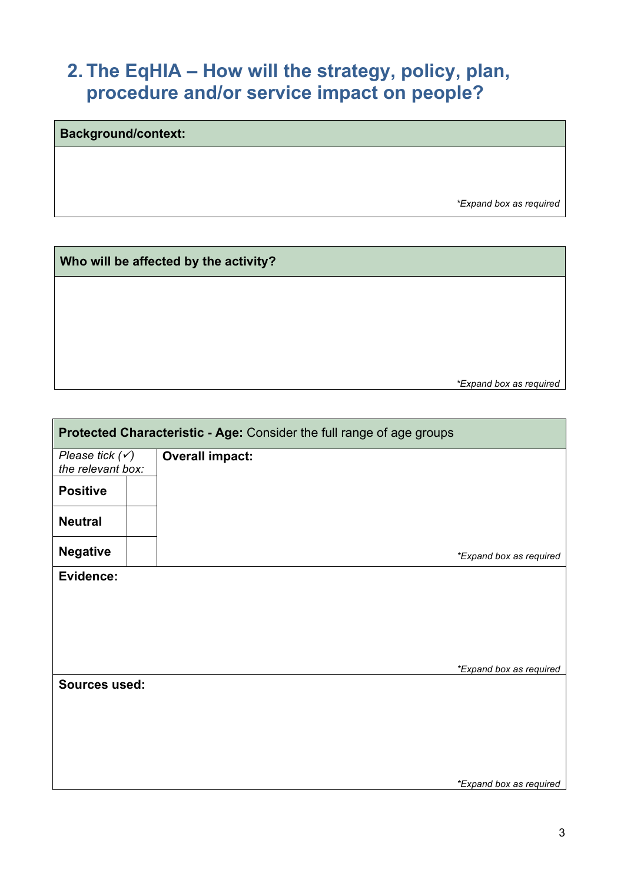## 2. The EqHIA – How will the strategy, policy, plan, procedure and/or service impact on people?

| **Background/context:** |
|---|
| *\*Expand box as required* |

| **Who will be affected by the activity?** |
|---|
| *\*Expand box as required* |

| **Protected Characteristic - Age:** Consider the full range of age groups | | |
|---|---|---|
| *Please tick (✓) the relevant box:* | | **Overall impact:** *\*Expand box as required* |
| **Positive** | | |
| **Neutral** | | |
| **Negative** | | |
| **Evidence:** *\*Expand box as required* | | |
| **Sources used:** *\*Expand box as required* | | |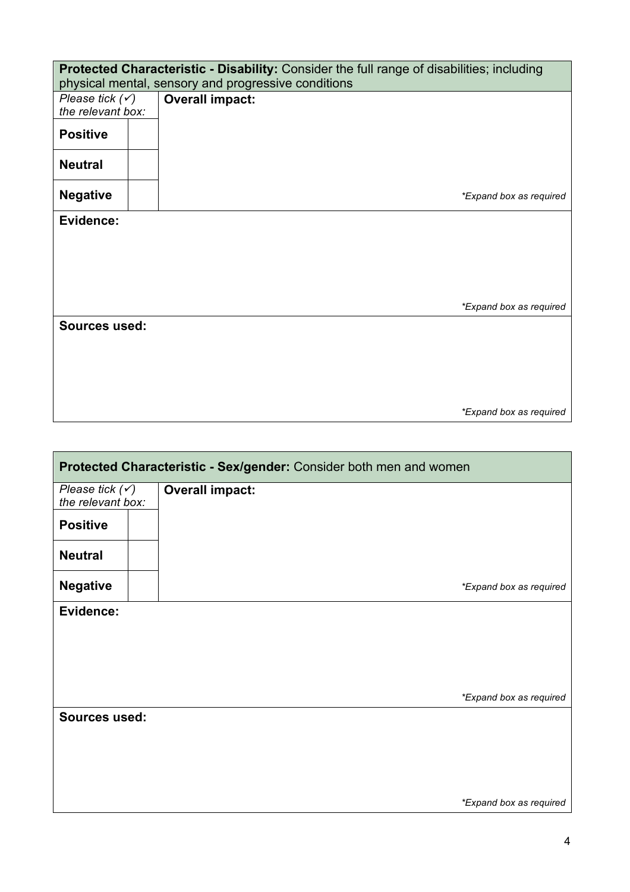| **Protected Characteristic - Disability:** Consider the full range of disabilities; including physical mental, sensory and progressive conditions | | |
|---|---|---|
| *Please tick (✓) the relevant box:* | | **Overall impact:** |
| **Positive** | | |
| **Neutral** | | |
| **Negative** | | *\*Expand box as required* |
| **Evidence:** | | |
| | | *\*Expand box as required* |
| **Sources used:** | | |
| | | *\*Expand box as required* |

| **Protected Characteristic - Sex/gender:** Consider both men and women | | |
|---|---|---|
| *Please tick (✓) the relevant box:* | | **Overall impact:** |
| **Positive** | | |
| **Neutral** | | |
| **Negative** | | *\*Expand box as required* |
| **Evidence:** | | |
| | | *\*Expand box as required* |
| **Sources used:** | | |
| | | *\*Expand box as required* |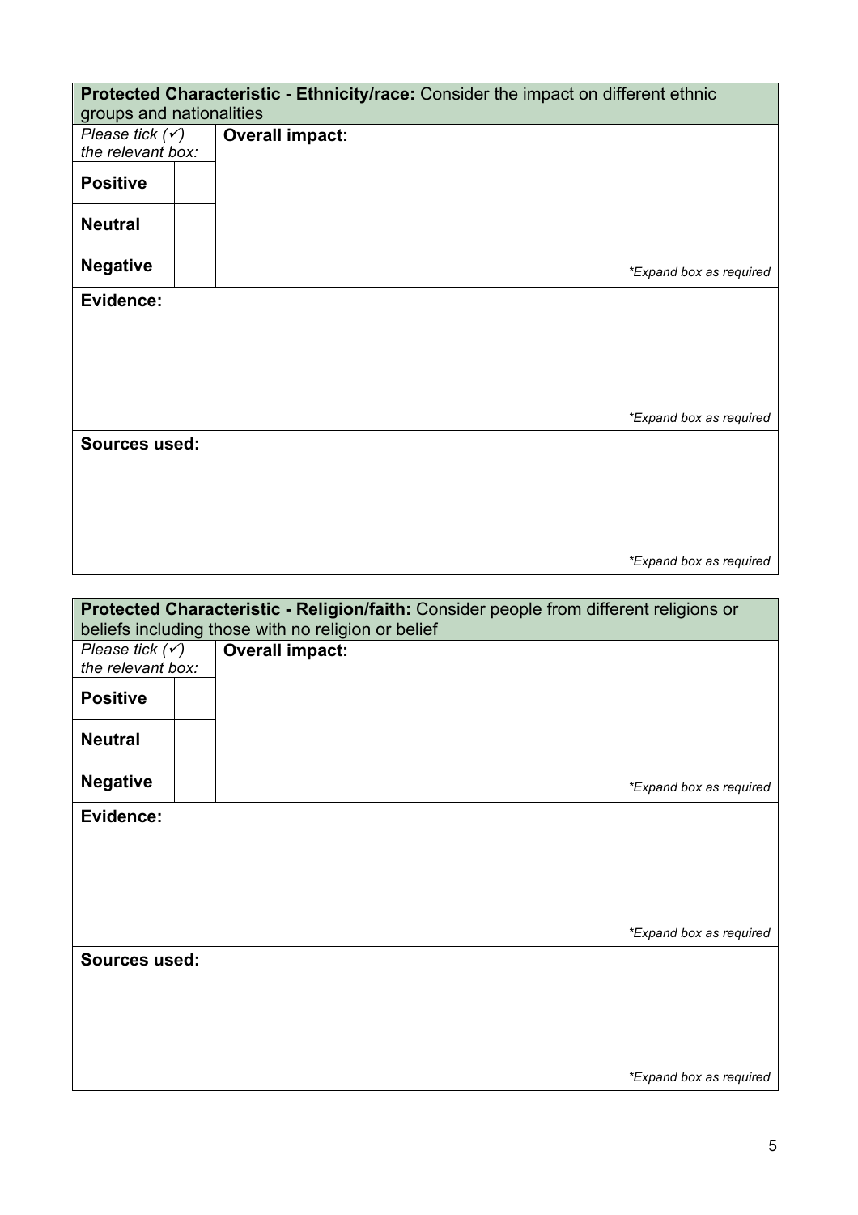| **Protected Characteristic - Ethnicity/race:** Consider the impact on different ethnic groups and nationalities | | |
|---|---|---|
| *Please tick (✓) the relevant box:* | | **Overall impact:** |
| **Positive** | | |
| **Neutral** | | |
| **Negative** | | *\*Expand box as required* |
| **Evidence:** | | |
| *\*Expand box as required* | | |
| **Sources used:** | | |
| *\*Expand box as required* | | |

| **Protected Characteristic - Religion/faith:** Consider people from different religions or beliefs including those with no religion or belief | | |
|---|---|---|
| *Please tick (✓) the relevant box:* | | **Overall impact:** |
| **Positive** | | |
| **Neutral** | | |
| **Negative** | | *\*Expand box as required* |
| **Evidence:** | | |
| *\*Expand box as required* | | |
| **Sources used:** | | |
| *\*Expand box as required* | | |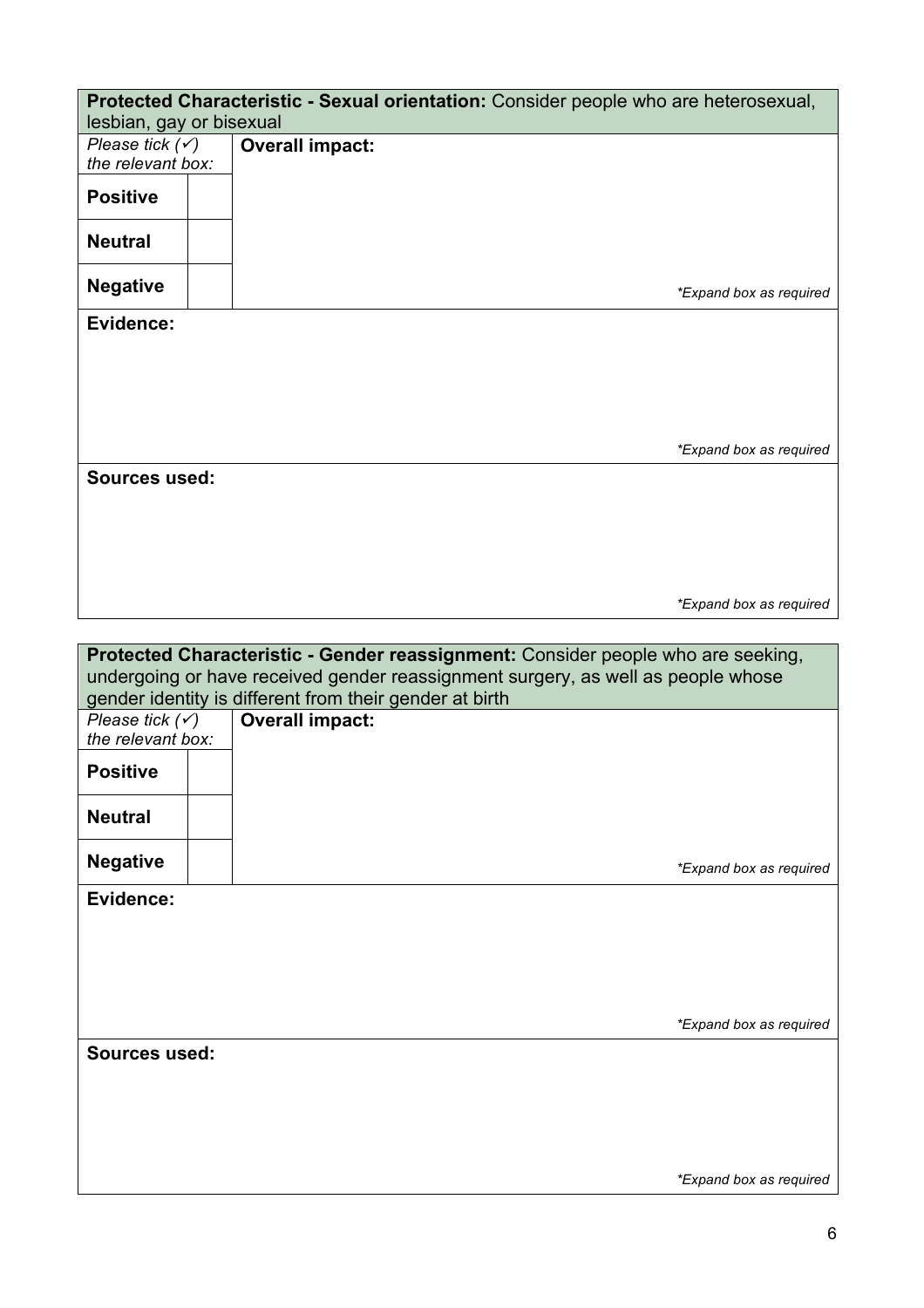| **Protected Characteristic - Sexual orientation:** Consider people who are heterosexual, lesbian, gay or bisexual | | |
|---|---|---|
| *Please tick (✓) the relevant box:* | | **Overall impact:** |
| **Positive** | | |
| **Neutral** | | |
| **Negative** | | *\*Expand box as required* |
| **Evidence:** | | *\*Expand box as required* |
| **Sources used:** | | *\*Expand box as required* |

| **Protected Characteristic - Gender reassignment:** Consider people who are seeking, undergoing or have received gender reassignment surgery, as well as people whose gender identity is different from their gender at birth | | |
|---|---|---|
| *Please tick (✓) the relevant box:* | | **Overall impact:** |
| **Positive** | | |
| **Neutral** | | |
| **Negative** | | *\*Expand box as required* |
| **Evidence:** | | *\*Expand box as required* |
| **Sources used:** | | *\*Expand box as required* |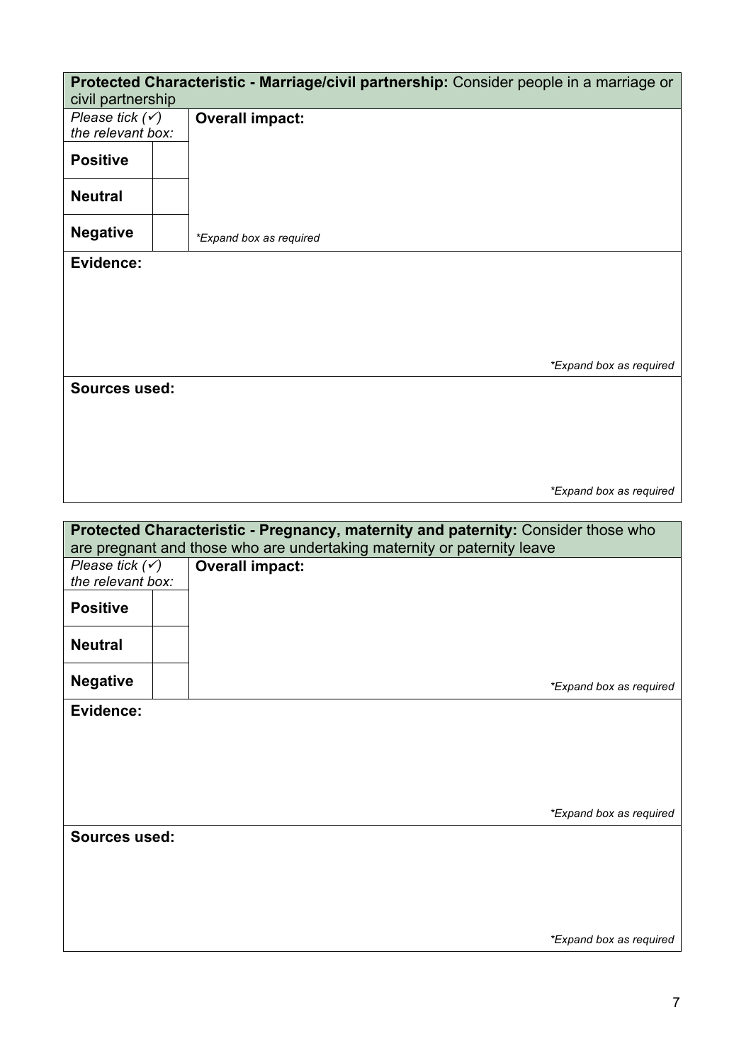| **Protected Characteristic - Marriage/civil partnership:** Consider people in a marriage or civil partnership | | |
|---|---|---|
| *Please tick (✓) the relevant box:* | | **Overall impact:** |
| **Positive** | | |
| **Neutral** | | |
| **Negative** | | *\*Expand box as required* |
| **Evidence:** *\*Expand box as required* | | |
| **Sources used:** *\*Expand box as required* | | |

| **Protected Characteristic - Pregnancy, maternity and paternity:** Consider those who are pregnant and those who are undertaking maternity or paternity leave | | |
|---|---|---|
| *Please tick (✓) the relevant box:* | | **Overall impact:** |
| **Positive** | | |
| **Neutral** | | |
| **Negative** | | *\*Expand box as required* |
| **Evidence:** *\*Expand box as required* | | |
| **Sources used:** *\*Expand box as required* | | |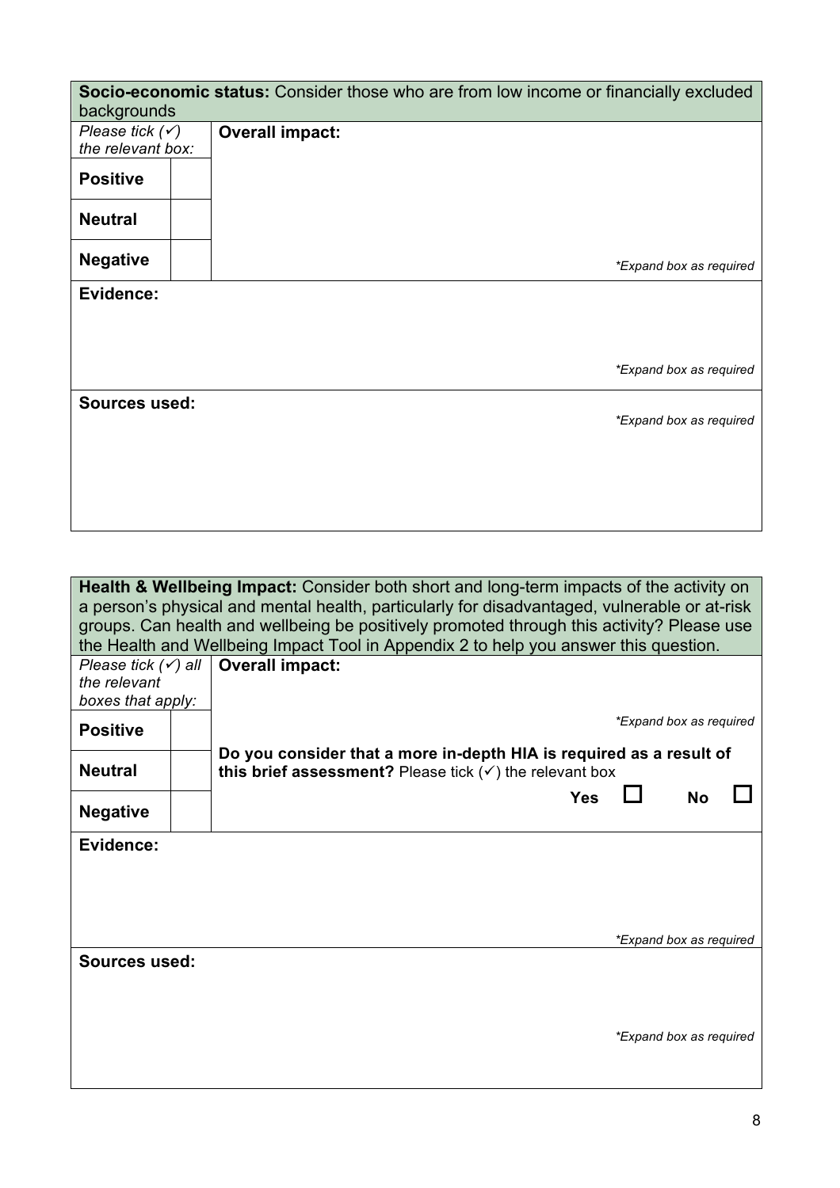| **Socio-economic status:** Consider those who are from low income or financially excluded backgrounds | | |
|---|---|---|
| *Please tick (✓) the relevant box:* | | **Overall impact:** |
| **Positive** | | |
| **Neutral** | | |
| **Negative** | | *\*Expand box as required* |
| **Evidence:** | | *\*Expand box as required* |
| **Sources used:** | | *\*Expand box as required* |

| **Health & Wellbeing Impact:** Consider both short and long-term impacts of the activity on a person's physical and mental health, particularly for disadvantaged, vulnerable or at-risk groups. Can health and wellbeing be positively promoted through this activity? Please use the Health and Wellbeing Impact Tool in Appendix 2 to help you answer this question. | | |
|---|---|---|
| *Please tick (✓) all the relevant boxes that apply:* | | **Overall impact:** |
| **Positive** | | *\*Expand box as required* |
| **Neutral** | | **Do you consider that a more in-depth HIA is required as a result of this brief assessment?** Please tick (✓) the relevant box |
| **Negative** | | **Yes** ☐ **No** ☐ |
| **Evidence:** | | *\*Expand box as required* |
| **Sources used:** | | *\*Expand box as required* |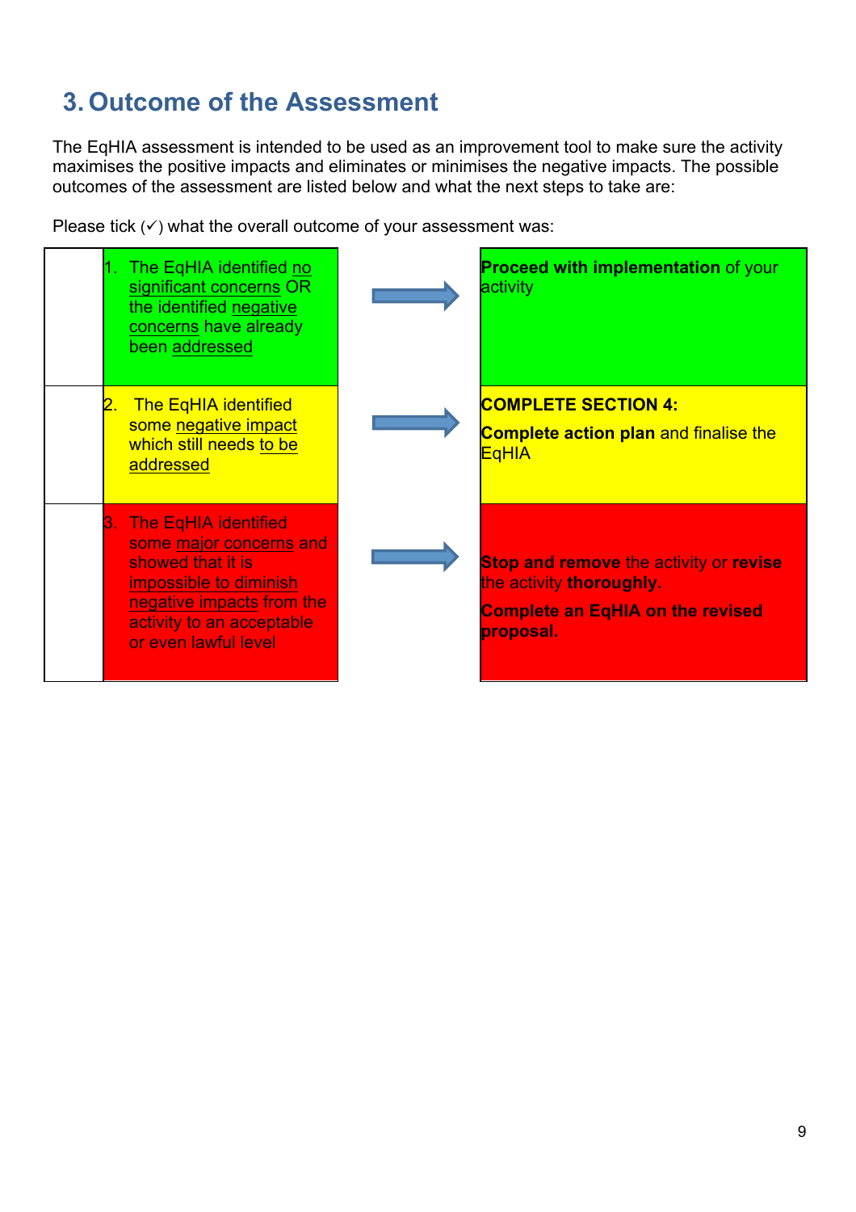## 3. Outcome of the Assessment

The EqHIA assessment is intended to be used as an improvement tool to make sure the activity maximises the positive impacts and eliminates or minimises the negative impacts. The possible outcomes of the assessment are listed below and what the next steps to take are:

Please tick (✓) what the overall outcome of your assessment was:

| Tick | Outcome | | Next steps |
|---|---|---|---|
| | 1. The EqHIA identified no significant concerns OR the identified negative concerns have already been addressed | → | **Proceed with implementation** of your activity |
| | 2. The EqHIA identified some negative impact which still needs to be addressed | → | **COMPLETE SECTION 4:** **Complete action plan** and finalise the EqHIA |
| | 3. The EqHIA identified some major concerns and showed that it is impossible to diminish negative impacts from the activity to an acceptable or even lawful level | → | **Stop and remove** the activity or **revise** the activity **thoroughly**. **Complete an EqHIA on the revised proposal.** |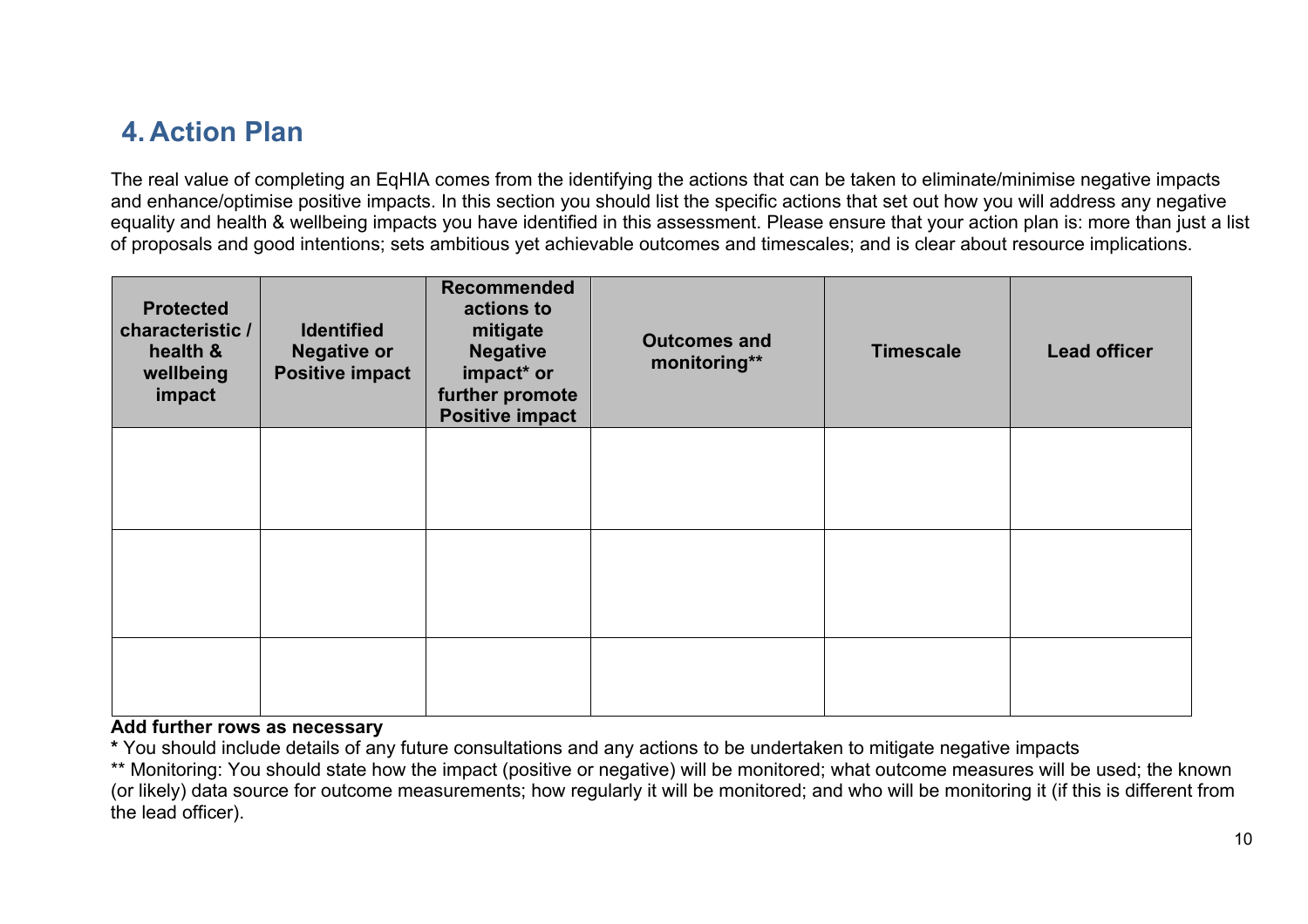## 4. Action Plan

The real value of completing an EqHIA comes from the identifying the actions that can be taken to eliminate/minimise negative impacts and enhance/optimise positive impacts. In this section you should list the specific actions that set out how you will address any negative equality and health & wellbeing impacts you have identified in this assessment. Please ensure that your action plan is: more than just a list of proposals and good intentions; sets ambitious yet achievable outcomes and timescales; and is clear about resource implications.

| Protected characteristic / health & wellbeing impact | Identified Negative or Positive impact | Recommended actions to mitigate Negative impact* or further promote Positive impact | Outcomes and monitoring** | Timescale | Lead officer |
|---|---|---|---|---|---|
| | | | | | |
| | | | | | |
| | | | | | |

**Add further rows as necessary**

**\*** You should include details of any future consultations and any actions to be undertaken to mitigate negative impacts

** Monitoring: You should state how the impact (positive or negative) will be monitored; what outcome measures will be used; the known (or likely) data source for outcome measurements; how regularly it will be monitored; and who will be monitoring it (if this is different from the lead officer).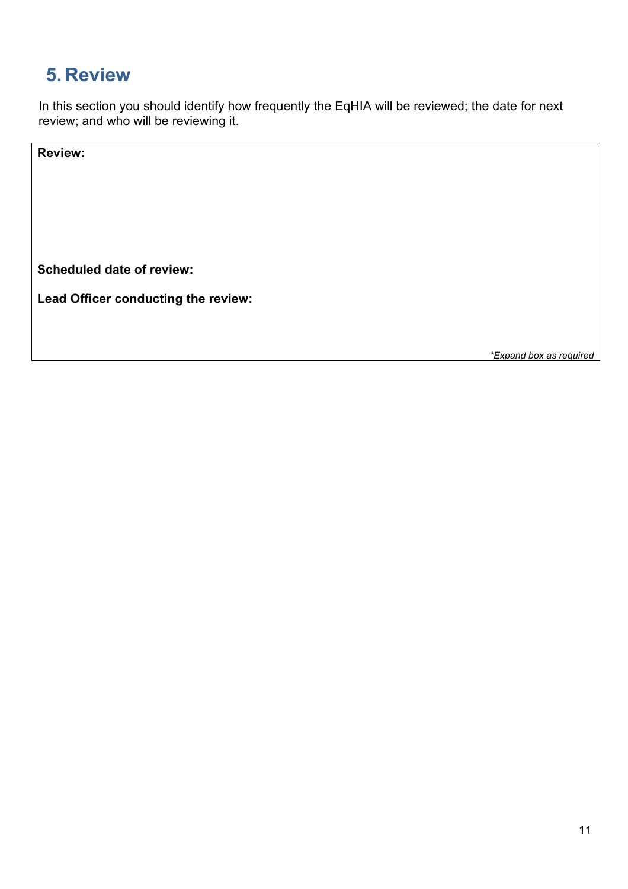## 5. Review

In this section you should identify how frequently the EqHIA will be reviewed; the date for next review; and who will be reviewing it.

| **Review:**<br><br><br><br>**Scheduled date of review:**<br><br>**Lead Officer conducting the review:**<br><br>*\*Expand box as required* |
|---|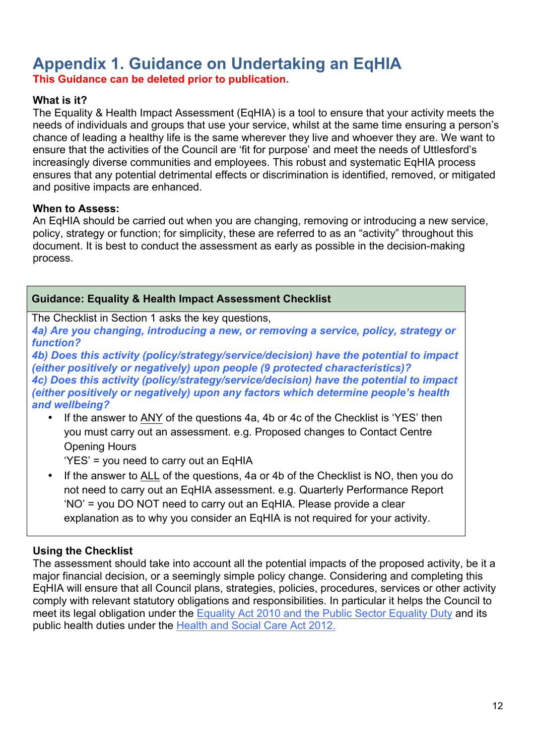# Appendix 1. Guidance on Undertaking an EqHIA

**This Guidance can be deleted prior to publication.**

**What is it?**
The Equality & Health Impact Assessment (EqHIA) is a tool to ensure that your activity meets the needs of individuals and groups that use your service, whilst at the same time ensuring a person's chance of leading a healthy life is the same wherever they live and whoever they are. We want to ensure that the activities of the Council are 'fit for purpose' and meet the needs of Uttlesford's increasingly diverse communities and employees. This robust and systematic EqHIA process ensures that any potential detrimental effects or discrimination is identified, removed, or mitigated and positive impacts are enhanced.

**When to Assess:**
An EqHIA should be carried out when you are changing, removing or introducing a new service, policy, strategy or function; for simplicity, these are referred to as an "activity" throughout this document. It is best to conduct the assessment as early as possible in the decision-making process.

**Guidance: Equality & Health Impact Assessment Checklist**

The Checklist in Section 1 asks the key questions,

***4a) Are you changing, introducing a new, or removing a service, policy, strategy or function?***

***4b) Does this activity (policy/strategy/service/decision) have the potential to impact (either positively or negatively) upon people (9 protected characteristics)?***

***4c) Does this activity (policy/strategy/service/decision) have the potential to impact (either positively or negatively) upon any factors which determine people's health and wellbeing?***

- If the answer to ANY of the questions 4a, 4b or 4c of the Checklist is 'YES' then you must carry out an assessment. e.g. Proposed changes to Contact Centre Opening Hours
  'YES' = you need to carry out an EqHIA
- If the answer to ALL of the questions, 4a or 4b of the Checklist is NO, then you do not need to carry out an EqHIA assessment. e.g. Quarterly Performance Report
  'NO' = you DO NOT need to carry out an EqHIA. Please provide a clear explanation as to why you consider an EqHIA is not required for your activity.

**Using the Checklist**
The assessment should take into account all the potential impacts of the proposed activity, be it a major financial decision, or a seemingly simple policy change. Considering and completing this EqHIA will ensure that all Council plans, strategies, policies, procedures, services or other activity comply with relevant statutory obligations and responsibilities. In particular it helps the Council to meet its legal obligation under the Equality Act 2010 and the Public Sector Equality Duty and its public health duties under the Health and Social Care Act 2012.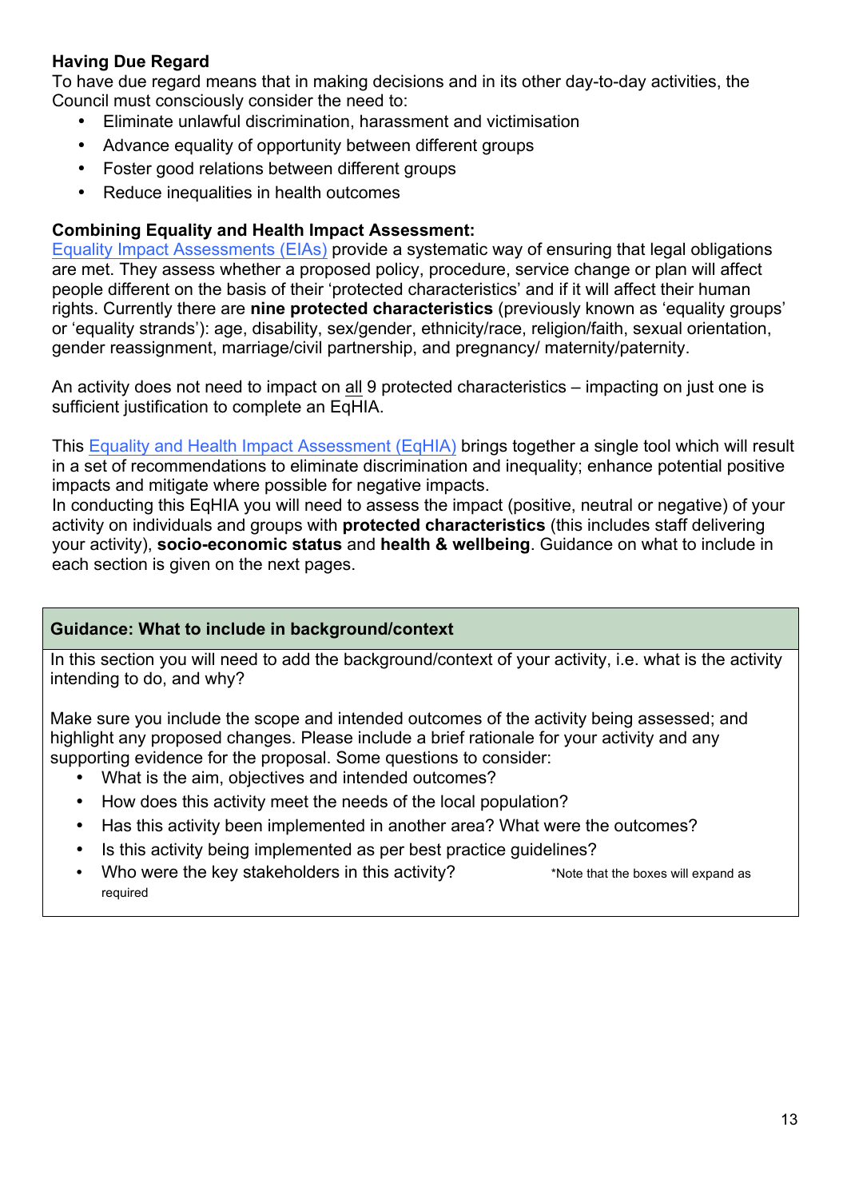**Having Due Regard**

To have due regard means that in making decisions and in its other day-to-day activities, the Council must consciously consider the need to:

- Eliminate unlawful discrimination, harassment and victimisation
- Advance equality of opportunity between different groups
- Foster good relations between different groups
- Reduce inequalities in health outcomes

**Combining Equality and Health Impact Assessment:**

Equality Impact Assessments (EIAs) provide a systematic way of ensuring that legal obligations are met. They assess whether a proposed policy, procedure, service change or plan will affect people different on the basis of their 'protected characteristics' and if it will affect their human rights. Currently there are **nine protected characteristics** (previously known as 'equality groups' or 'equality strands'): age, disability, sex/gender, ethnicity/race, religion/faith, sexual orientation, gender reassignment, marriage/civil partnership, and pregnancy/ maternity/paternity.

An activity does not need to impact on <u>all</u> 9 protected characteristics – impacting on just one is sufficient justification to complete an EqHIA.

This Equality and Health Impact Assessment (EqHIA) brings together a single tool which will result in a set of recommendations to eliminate discrimination and inequality; enhance potential positive impacts and mitigate where possible for negative impacts.
In conducting this EqHIA you will need to assess the impact (positive, neutral or negative) of your activity on individuals and groups with **protected characteristics** (this includes staff delivering your activity), **socio-economic status** and **health & wellbeing**. Guidance on what to include in each section is given on the next pages.

| **Guidance: What to include in background/context** |
| --- |
| In this section you will need to add the background/context of your activity, i.e. what is the activity intending to do, and why?<br><br>Make sure you include the scope and intended outcomes of the activity being assessed; and highlight any proposed changes. Please include a brief rationale for your activity and any supporting evidence for the proposal. Some questions to consider:<br>• What is the aim, objectives and intended outcomes?<br>• How does this activity meet the needs of the local population?<br>• Has this activity been implemented in another area? What were the outcomes?<br>• Is this activity being implemented as per best practice guidelines?<br>• Who were the key stakeholders in this activity? *Note that the boxes will expand as required |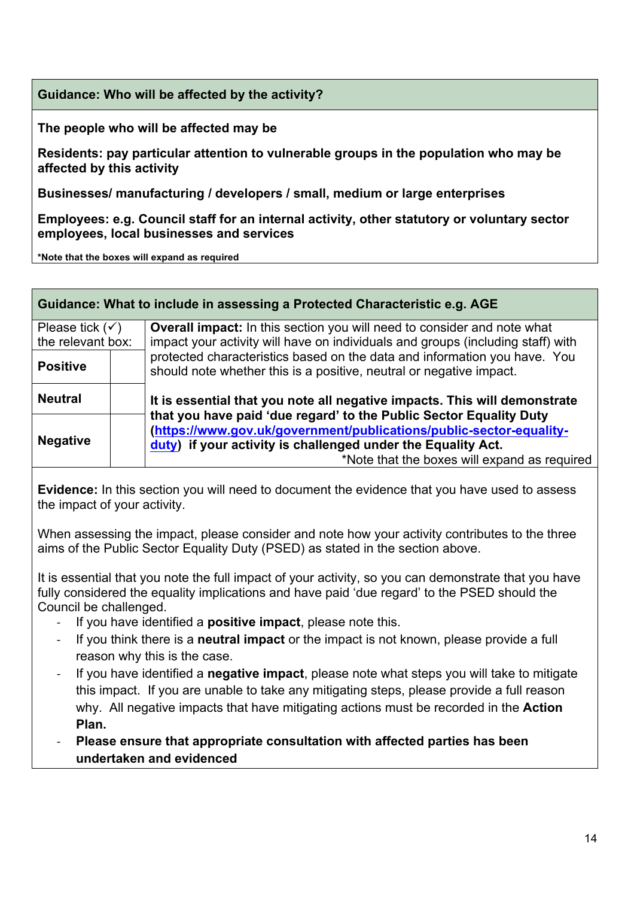| Guidance: Who will be affected by the activity? |
|---|
| **The people who will be affected may be** |
| **Residents: pay particular attention to vulnerable groups in the population who may be affected by this activity** |
| **Businesses/ manufacturing / developers / small, medium or large enterprises** |
| **Employees: e.g. Council staff for an internal activity, other statutory or voluntary sector employees, local businesses and services** |
| ***Note that the boxes will expand as required** |

| Guidance: What to include in assessing a Protected Characteristic e.g. AGE | | |
|---|---|---|
| Please tick (✓) the relevant box: | | **Overall impact:** In this section you will need to consider and note what impact your activity will have on individuals and groups (including staff) with protected characteristics based on the data and information you have. You should note whether this is a positive, neutral or negative impact.<br><br>**It is essential that you note all negative impacts. This will demonstrate that you have paid 'due regard' to the Public Sector Equality Duty ([https://www.gov.uk/government/publications/public-sector-equality-duty](https://www.gov.uk/government/publications/public-sector-equality-duty)) if your activity is challenged under the Equality Act.**<br>*Note that the boxes will expand as required |
| **Positive** | | |
| **Neutral** | | |
| **Negative** | | |

**Evidence:** In this section you will need to document the evidence that you have used to assess the impact of your activity.

When assessing the impact, please consider and note how your activity contributes to the three aims of the Public Sector Equality Duty (PSED) as stated in the section above.

It is essential that you note the full impact of your activity, so you can demonstrate that you have fully considered the equality implications and have paid 'due regard' to the PSED should the Council be challenged.

- If you have identified a **positive impact**, please note this.
- If you think there is a **neutral impact** or the impact is not known, please provide a full reason why this is the case.
- If you have identified a **negative impact**, please note what steps you will take to mitigate this impact. If you are unable to take any mitigating steps, please provide a full reason why. All negative impacts that have mitigating actions must be recorded in the **Action Plan.**
- **Please ensure that appropriate consultation with affected parties has been undertaken and evidenced**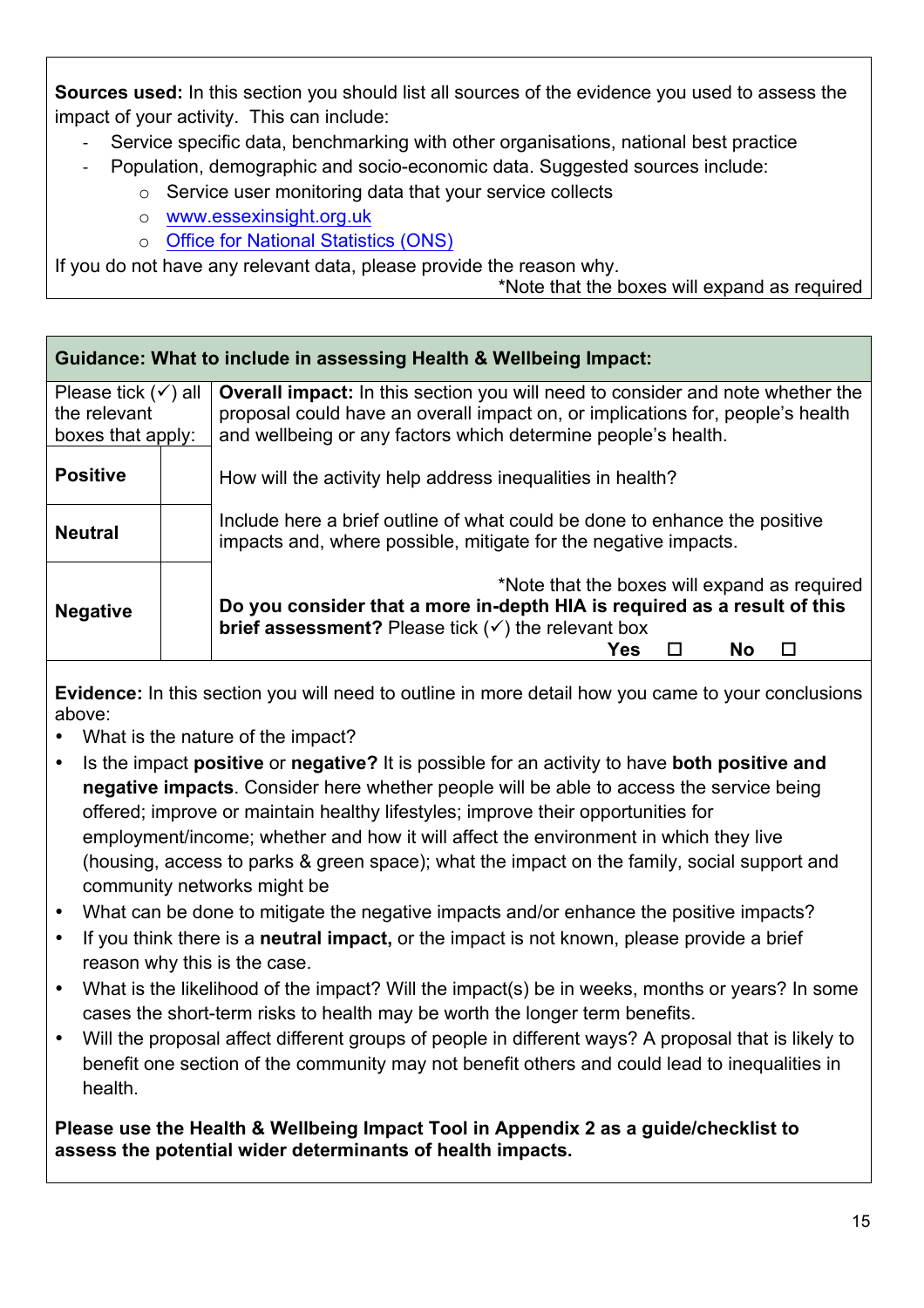**Sources used:** In this section you should list all sources of the evidence you used to assess the impact of your activity. This can include:

- Service specific data, benchmarking with other organisations, national best practice
- Population, demographic and socio-economic data. Suggested sources include:
  - Service user monitoring data that your service collects
  - www.essexinsight.org.uk
  - Office for National Statistics (ONS)

If you do not have any relevant data, please provide the reason why.

*Note that the boxes will expand as required

| **Guidance: What to include in assessing Health & Wellbeing Impact:** | | |
|---|---|---|
| Please tick (✓) all the relevant boxes that apply: | | **Overall impact:** In this section you will need to consider and note whether the proposal could have an overall impact on, or implications for, people's health and wellbeing or any factors which determine people's health. |
| **Positive** | | How will the activity help address inequalities in health? |
| **Neutral** | | Include here a brief outline of what could be done to enhance the positive impacts and, where possible, mitigate for the negative impacts. |
| **Negative** | | *Note that the boxes will expand as required<br>**Do you consider that a more in-depth HIA is required as a result of this brief assessment?** Please tick (✓) the relevant box<br>**Yes** ☐ **No** ☐ |

**Evidence:** In this section you will need to outline in more detail how you came to your conclusions above:

- What is the nature of the impact?
- Is the impact **positive** or **negative?** It is possible for an activity to have **both positive and negative impacts**. Consider here whether people will be able to access the service being offered; improve or maintain healthy lifestyles; improve their opportunities for employment/income; whether and how it will affect the environment in which they live (housing, access to parks & green space); what the impact on the family, social support and community networks might be
- What can be done to mitigate the negative impacts and/or enhance the positive impacts?
- If you think there is a **neutral impact,** or the impact is not known, please provide a brief reason why this is the case.
- What is the likelihood of the impact? Will the impact(s) be in weeks, months or years? In some cases the short-term risks to health may be worth the longer term benefits.
- Will the proposal affect different groups of people in different ways? A proposal that is likely to benefit one section of the community may not benefit others and could lead to inequalities in health.

**Please use the Health & Wellbeing Impact Tool in Appendix 2 as a guide/checklist to assess the potential wider determinants of health impacts.**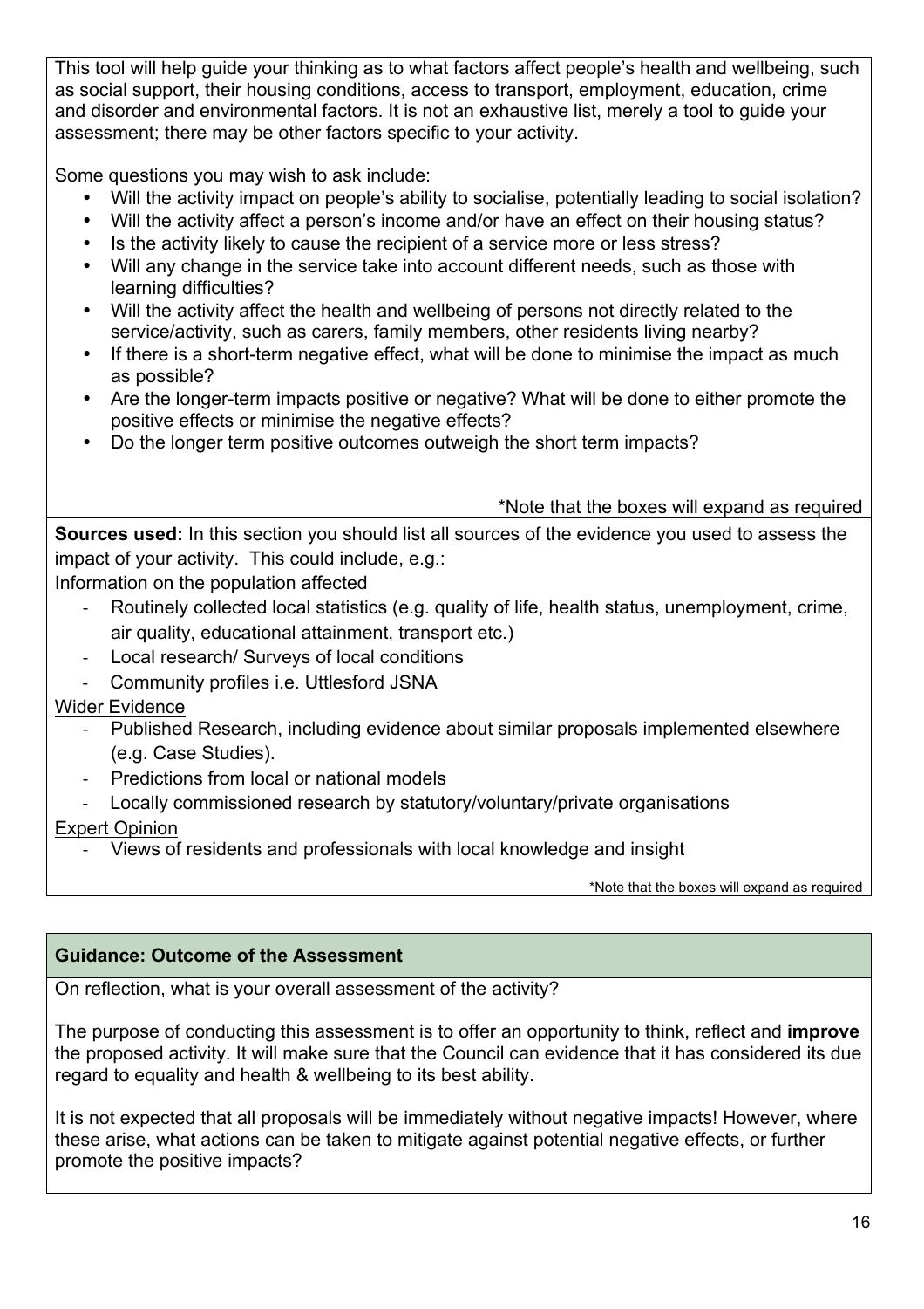This tool will help guide your thinking as to what factors affect people's health and wellbeing, such as social support, their housing conditions, access to transport, employment, education, crime and disorder and environmental factors. It is not an exhaustive list, merely a tool to guide your assessment; there may be other factors specific to your activity.

Some questions you may wish to ask include:

- Will the activity impact on people's ability to socialise, potentially leading to social isolation?
- Will the activity affect a person's income and/or have an effect on their housing status?
- Is the activity likely to cause the recipient of a service more or less stress?
- Will any change in the service take into account different needs, such as those with learning difficulties?
- Will the activity affect the health and wellbeing of persons not directly related to the service/activity, such as carers, family members, other residents living nearby?
- If there is a short-term negative effect, what will be done to minimise the impact as much as possible?
- Are the longer-term impacts positive or negative? What will be done to either promote the positive effects or minimise the negative effects?
- Do the longer term positive outcomes outweigh the short term impacts?

*Note that the boxes will expand as required

**Sources used:** In this section you should list all sources of the evidence you used to assess the impact of your activity. This could include, e.g.:

Information on the population affected

- Routinely collected local statistics (e.g. quality of life, health status, unemployment, crime, air quality, educational attainment, transport etc.)
- Local research/ Surveys of local conditions
- Community profiles i.e. Uttlesford JSNA

Wider Evidence

- Published Research, including evidence about similar proposals implemented elsewhere (e.g. Case Studies).
- Predictions from local or national models
- Locally commissioned research by statutory/voluntary/private organisations

Expert Opinion

- Views of residents and professionals with local knowledge and insight

*Note that the boxes will expand as required

## Guidance: Outcome of the Assessment

On reflection, what is your overall assessment of the activity?

The purpose of conducting this assessment is to offer an opportunity to think, reflect and **improve** the proposed activity. It will make sure that the Council can evidence that it has considered its due regard to equality and health & wellbeing to its best ability.

It is not expected that all proposals will be immediately without negative impacts! However, where these arise, what actions can be taken to mitigate against potential negative effects, or further promote the positive impacts?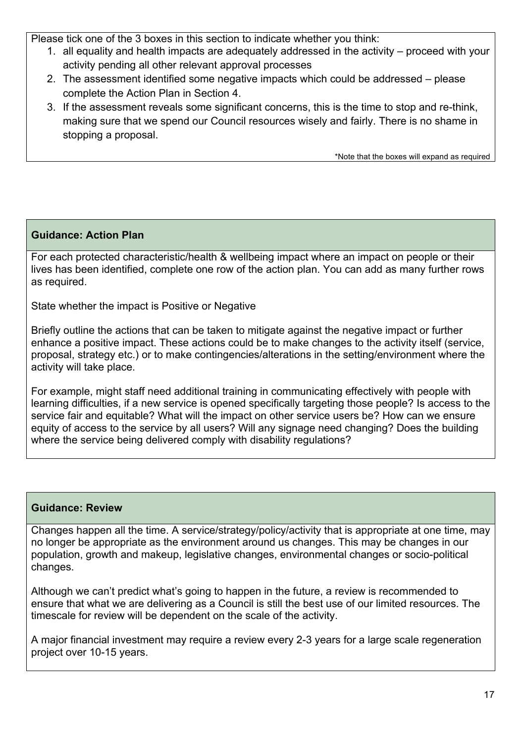Please tick one of the 3 boxes in this section to indicate whether you think:

1. all equality and health impacts are adequately addressed in the activity – proceed with your activity pending all other relevant approval processes
2. The assessment identified some negative impacts which could be addressed – please complete the Action Plan in Section 4.
3. If the assessment reveals some significant concerns, this is the time to stop and re-think, making sure that we spend our Council resources wisely and fairly. There is no shame in stopping a proposal.

*Note that the boxes will expand as required

### Guidance: Action Plan

For each protected characteristic/health & wellbeing impact where an impact on people or their lives has been identified, complete one row of the action plan. You can add as many further rows as required.

State whether the impact is Positive or Negative

Briefly outline the actions that can be taken to mitigate against the negative impact or further enhance a positive impact. These actions could be to make changes to the activity itself (service, proposal, strategy etc.) or to make contingencies/alterations in the setting/environment where the activity will take place.

For example, might staff need additional training in communicating effectively with people with learning difficulties, if a new service is opened specifically targeting those people? Is access to the service fair and equitable? What will the impact on other service users be? How can we ensure equity of access to the service by all users? Will any signage need changing? Does the building where the service being delivered comply with disability regulations?

### Guidance: Review

Changes happen all the time. A service/strategy/policy/activity that is appropriate at one time, may no longer be appropriate as the environment around us changes. This may be changes in our population, growth and makeup, legislative changes, environmental changes or socio-political changes.

Although we can't predict what's going to happen in the future, a review is recommended to ensure that what we are delivering as a Council is still the best use of our limited resources. The timescale for review will be dependent on the scale of the activity.

A major financial investment may require a review every 2-3 years for a large scale regeneration project over 10-15 years.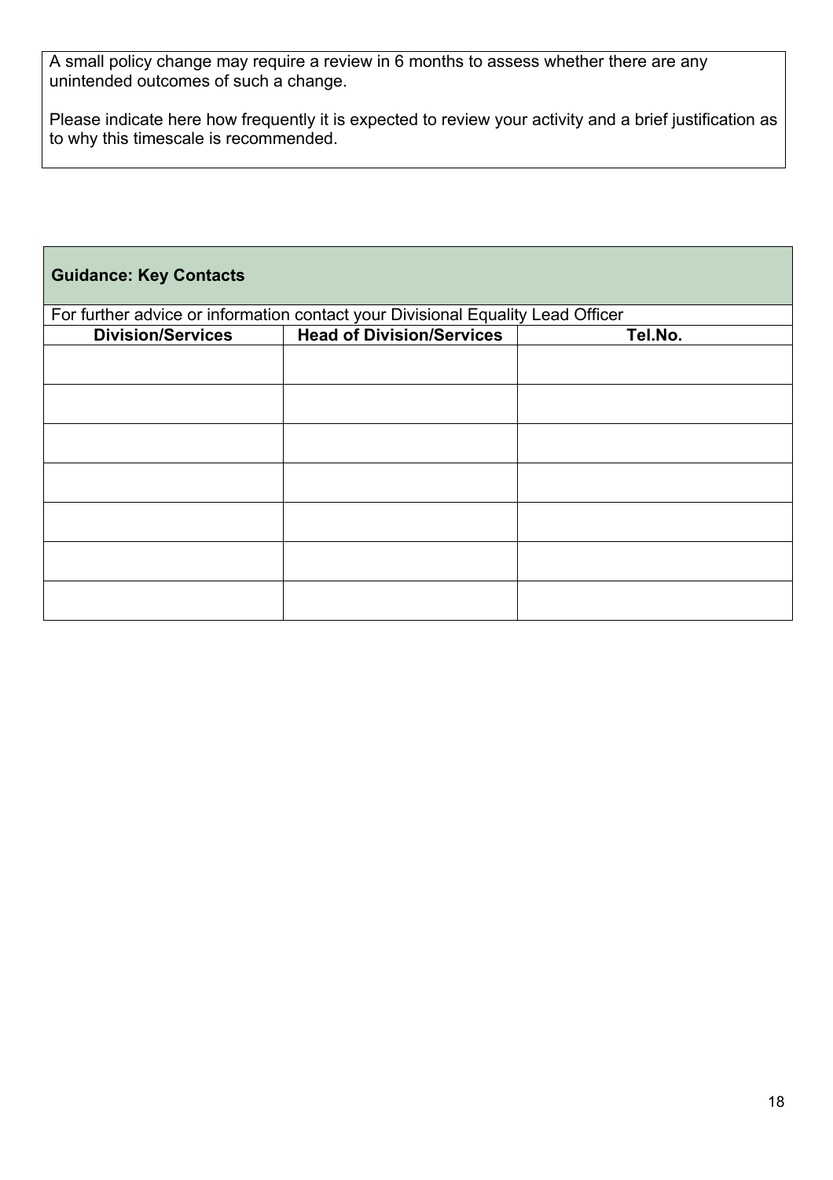A small policy change may require a review in 6 months to assess whether there are any unintended outcomes of such a change.

Please indicate here how frequently it is expected to review your activity and a brief justification as to why this timescale is recommended.

**Guidance: Key Contacts**

For further advice or information contact your Divisional Equality Lead Officer

| Division/Services | Head of Division/Services | Tel.No. |
|---|---|---|
| | | |
| | | |
| | | |
| | | |
| | | |
| | | |
| | | |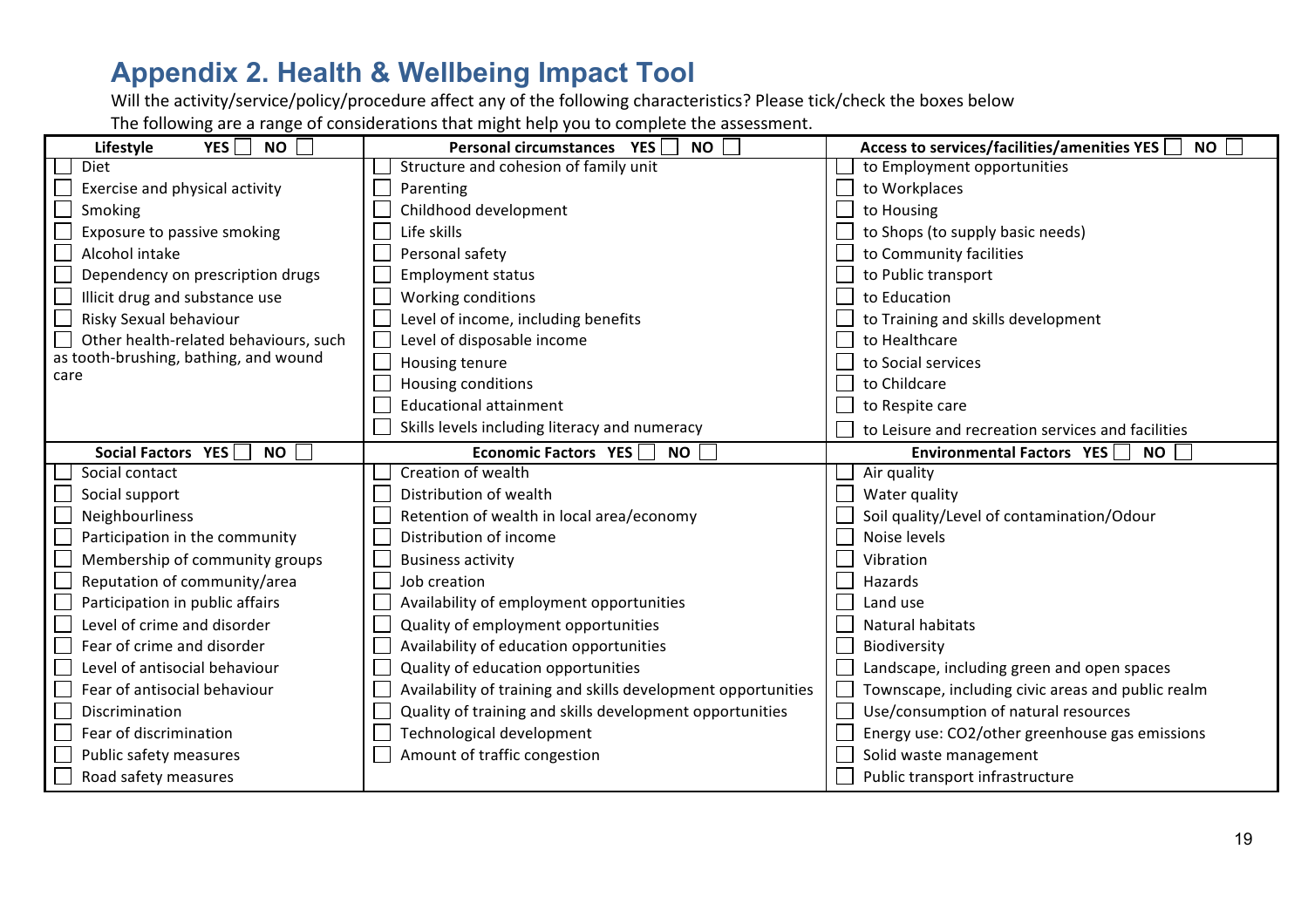# Appendix 2. Health & Wellbeing Impact Tool

Will the activity/service/policy/procedure affect any of the following characteristics? Please tick/check the boxes below

The following are a range of considerations that might help you to complete the assessment.

| Lifestyle YES ☐ NO ☐ | Personal circumstances YES ☐ NO ☐ | Access to services/facilities/amenities YES ☐ NO ☐ |
|---|---|---|
| ☐ Diet | ☐ Structure and cohesion of family unit | ☐ to Employment opportunities |
| ☐ Exercise and physical activity | ☐ Parenting | ☐ to Workplaces |
| ☐ Smoking | ☐ Childhood development | ☐ to Housing |
| ☐ Exposure to passive smoking | ☐ Life skills | ☐ to Shops (to supply basic needs) |
| ☐ Alcohol intake | ☐ Personal safety | ☐ to Community facilities |
| ☐ Dependency on prescription drugs | ☐ Employment status | ☐ to Public transport |
| ☐ Illicit drug and substance use | ☐ Working conditions | ☐ to Education |
| ☐ Risky Sexual behaviour | ☐ Level of income, including benefits | ☐ to Training and skills development |
| ☐ Other health-related behaviours, such as tooth-brushing, bathing, and wound care | ☐ Level of disposable income | ☐ to Healthcare |
| | ☐ Housing tenure | ☐ to Social services |
| | ☐ Housing conditions | ☐ to Childcare |
| | ☐ Educational attainment | ☐ to Respite care |
| | ☐ Skills levels including literacy and numeracy | ☐ to Leisure and recreation services and facilities |
| **Social Factors YES ☐ NO ☐** | **Economic Factors YES ☐ NO ☐** | **Environmental Factors YES ☐ NO ☐** |
| ☐ Social contact | ☐ Creation of wealth | ☐ Air quality |
| ☐ Social support | ☐ Distribution of wealth | ☐ Water quality |
| ☐ Neighbourliness | ☐ Retention of wealth in local area/economy | ☐ Soil quality/Level of contamination/Odour |
| ☐ Participation in the community | ☐ Distribution of income | ☐ Noise levels |
| ☐ Membership of community groups | ☐ Business activity | ☐ Vibration |
| ☐ Reputation of community/area | ☐ Job creation | ☐ Hazards |
| ☐ Participation in public affairs | ☐ Availability of employment opportunities | ☐ Land use |
| ☐ Level of crime and disorder | ☐ Quality of employment opportunities | ☐ Natural habitats |
| ☐ Fear of crime and disorder | ☐ Availability of education opportunities | ☐ Biodiversity |
| ☐ Level of antisocial behaviour | ☐ Quality of education opportunities | ☐ Landscape, including green and open spaces |
| ☐ Fear of antisocial behaviour | ☐ Availability of training and skills development opportunities | ☐ Townscape, including civic areas and public realm |
| ☐ Discrimination | ☐ Quality of training and skills development opportunities | ☐ Use/consumption of natural resources |
| ☐ Fear of discrimination | ☐ Technological development | ☐ Energy use: $CO_2$/other greenhouse gas emissions |
| ☐ Public safety measures | ☐ Amount of traffic congestion | ☐ Solid waste management |
| ☐ Road safety measures | | ☐ Public transport infrastructure |